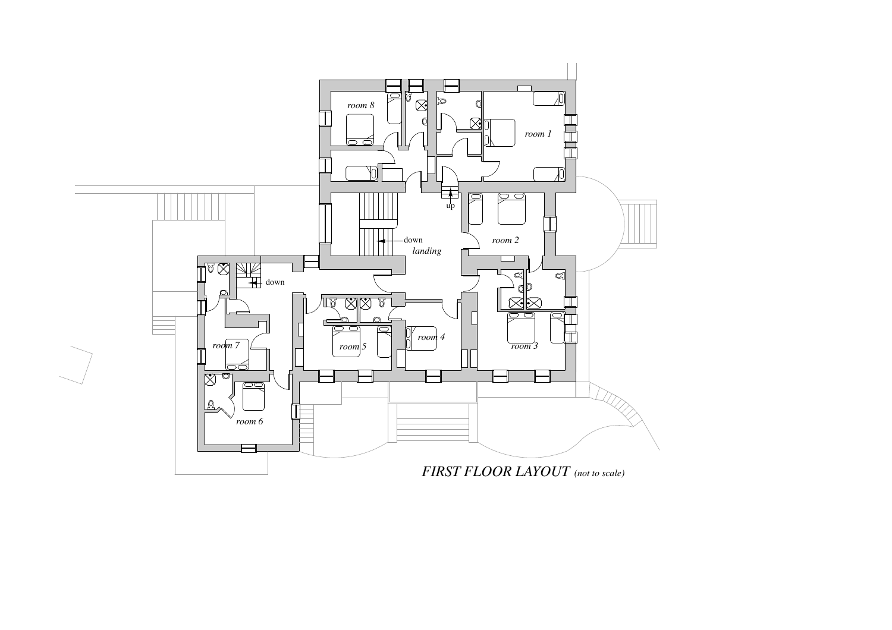room 8

room 1

up

down

landing

room 2

down

room 7

room 5

room 4

room 3

room 6

*FIRST FLOOR LAYOUT (not to scale)*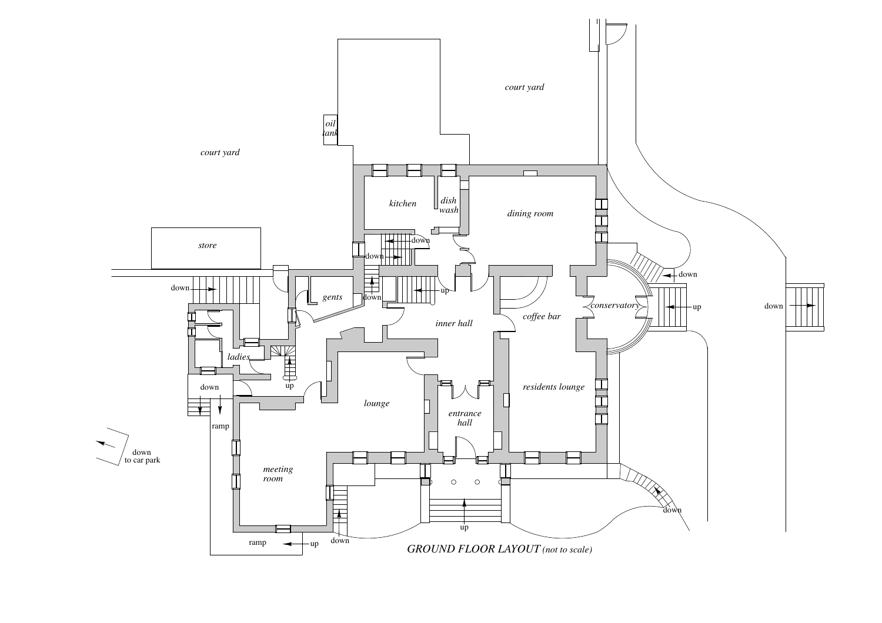court yard

oil tank

court yard

kitchen

dish wash

dining room

store

down

down

down

down

up

down

gents

inner hall

coffee bar

conservatory

down

up

down

ladies

up

lounge

residents lounge

down

ramp

entrance hall

down to car park

meeting room

up

down

ramp

up

down

*GROUND FLOOR LAYOUT (not to scale)*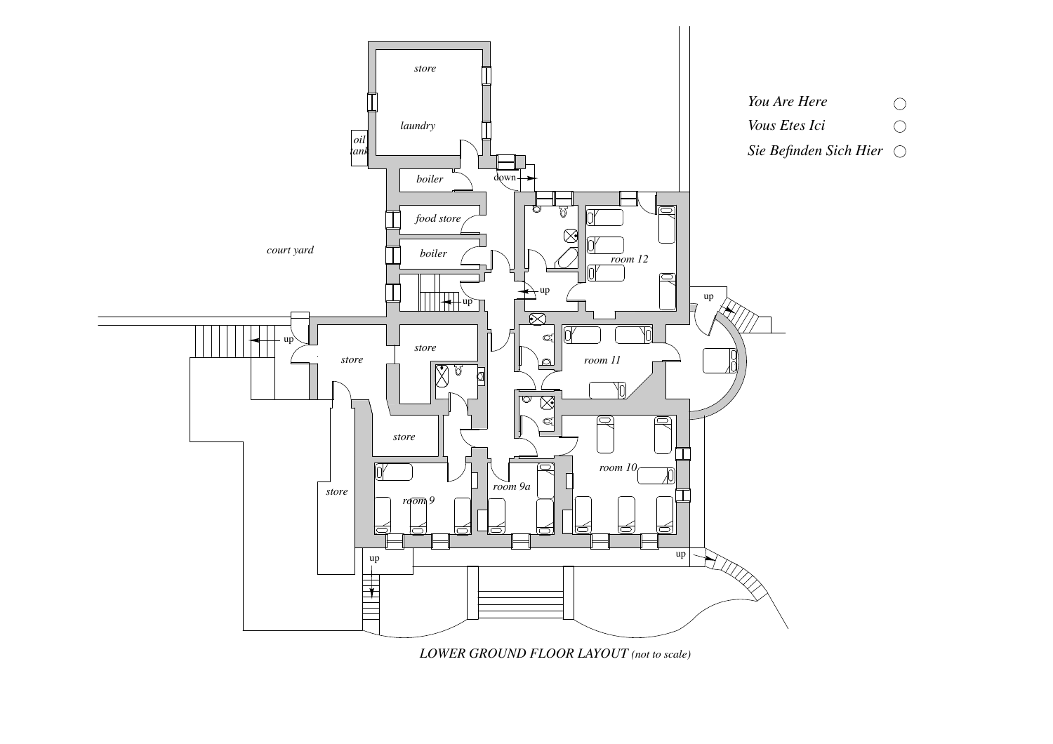*You Are Here* ○

*Vous Etes Ici* ○

*Sie Befinden Sich Hier* ○

store
laundry
oil tank
boiler
down
food store
boiler
court yard
up
up
room 12
up
up
store
store
room 11
store
store
room 10
room 9a
room 9
up
up

LOWER GROUND FLOOR LAYOUT *(not to scale)*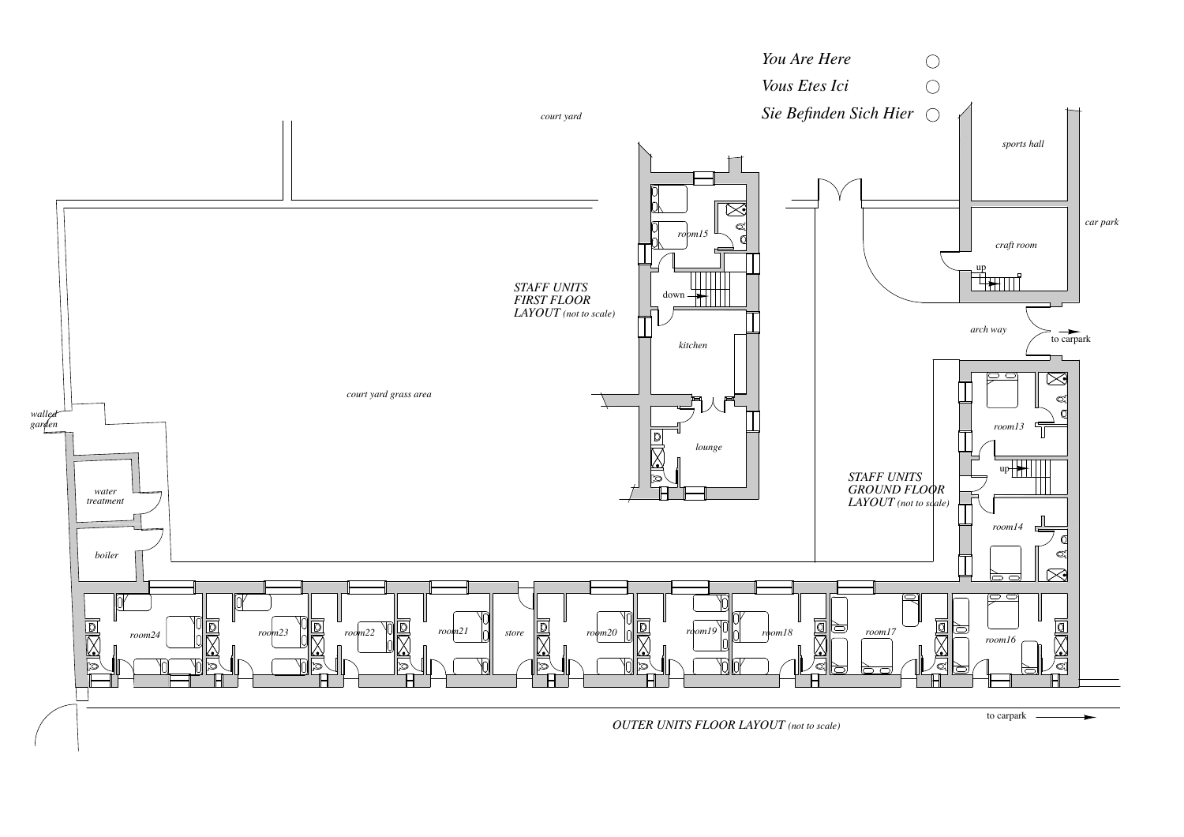*You Are Here*

*Vous Etes Ici*

*Sie Befinden Sich Hier*

court yard

sports hall

car park

craft room

up

arch way

to carpark

STAFF UNITS
FIRST FLOOR
LAYOUT (not to scale)

room15

down

kitchen

lounge

court yard grass area

walled garden

water treatment

boiler

room13

up

STAFF UNITS
GROUND FLOOR
LAYOUT (not to scale)

room14

room24

room23

room22

room21

store

room20

room19

room18

room17

room16

to carpark

OUTER UNITS FLOOR LAYOUT (not to scale)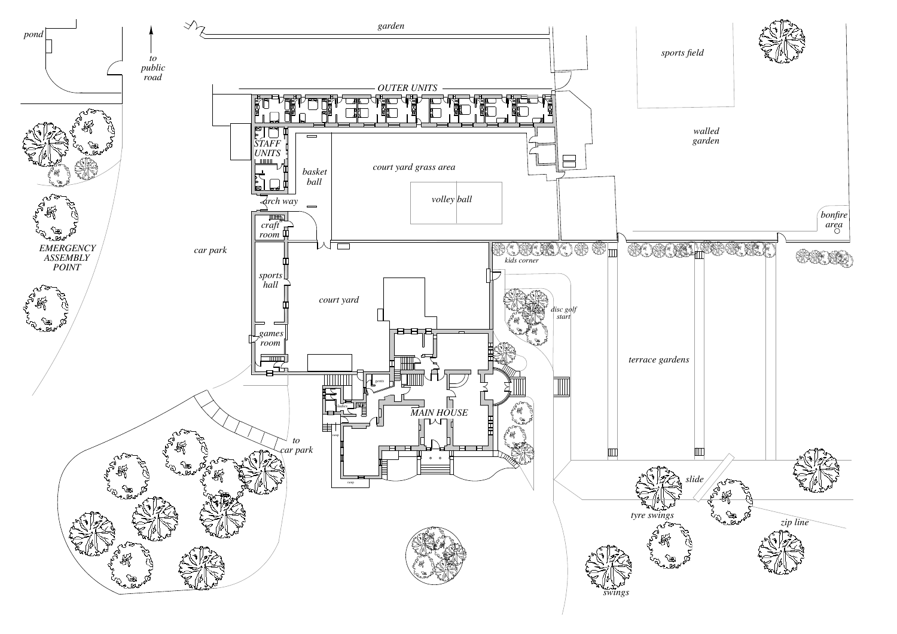pond

to public road

garden

sports field

OUTER UNITS

STAFF UNITS

walled garden

basket ball

court yard grass area

volley ball

arch way

craft room

bonfire area

car park

kids corner

sports hall

court yard

disc golf start

EMERGENCY ASSEMBLY POINT

games room

terrace gardens

gents

ladies

MAIN HOUSE

ramp

to car park

ramp

slide

tyre swings

zip line

swings